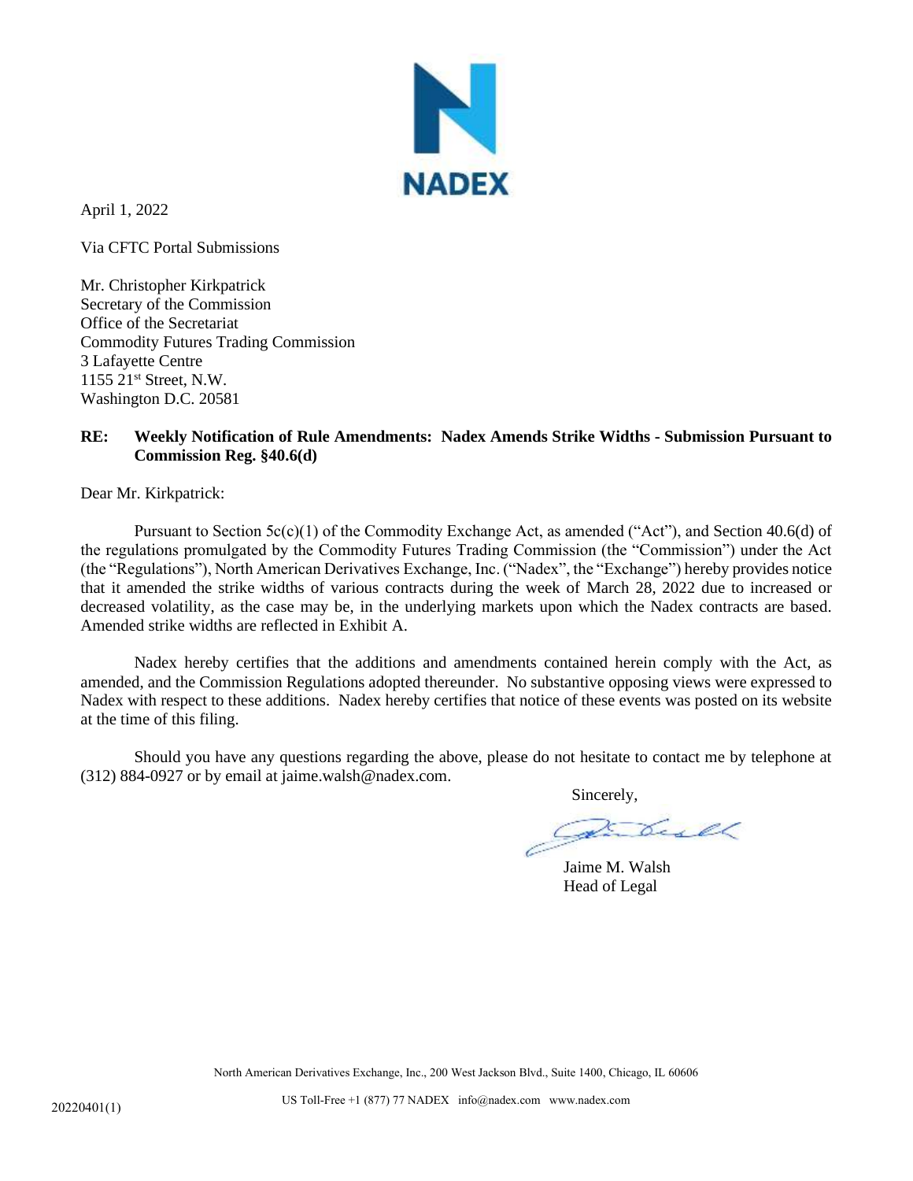**NADEX**

April 1, 2022

Via CFTC Portal Submissions

Mr. Christopher Kirkpatrick
Secretary of the Commission
Office of the Secretariat
Commodity Futures Trading Commission
3 Lafayette Centre
1155 21st Street, N.W.
Washington D.C. 20581

**RE: Weekly Notification of Rule Amendments: Nadex Amends Strike Widths - Submission Pursuant to Commission Reg. §40.6(d)**

Dear Mr. Kirkpatrick:

Pursuant to Section 5c(c)(1) of the Commodity Exchange Act, as amended ("Act"), and Section 40.6(d) of the regulations promulgated by the Commodity Futures Trading Commission (the "Commission") under the Act (the "Regulations"), North American Derivatives Exchange, Inc. ("Nadex", the "Exchange") hereby provides notice that it amended the strike widths of various contracts during the week of March 28, 2022 due to increased or decreased volatility, as the case may be, in the underlying markets upon which the Nadex contracts are based. Amended strike widths are reflected in Exhibit A.

Nadex hereby certifies that the additions and amendments contained herein comply with the Act, as amended, and the Commission Regulations adopted thereunder. No substantive opposing views were expressed to Nadex with respect to these additions. Nadex hereby certifies that notice of these events was posted on its website at the time of this filing.

Should you have any questions regarding the above, please do not hesitate to contact me by telephone at (312) 884-0927 or by email at jaime.walsh@nadex.com.

Sincerely,

Jaime M. Walsh
Head of Legal

North American Derivatives Exchange, Inc., 200 West Jackson Blvd., Suite 1400, Chicago, IL 60606

US Toll-Free +1 (877) 77 NADEX info@nadex.com www.nadex.com

20220401(1)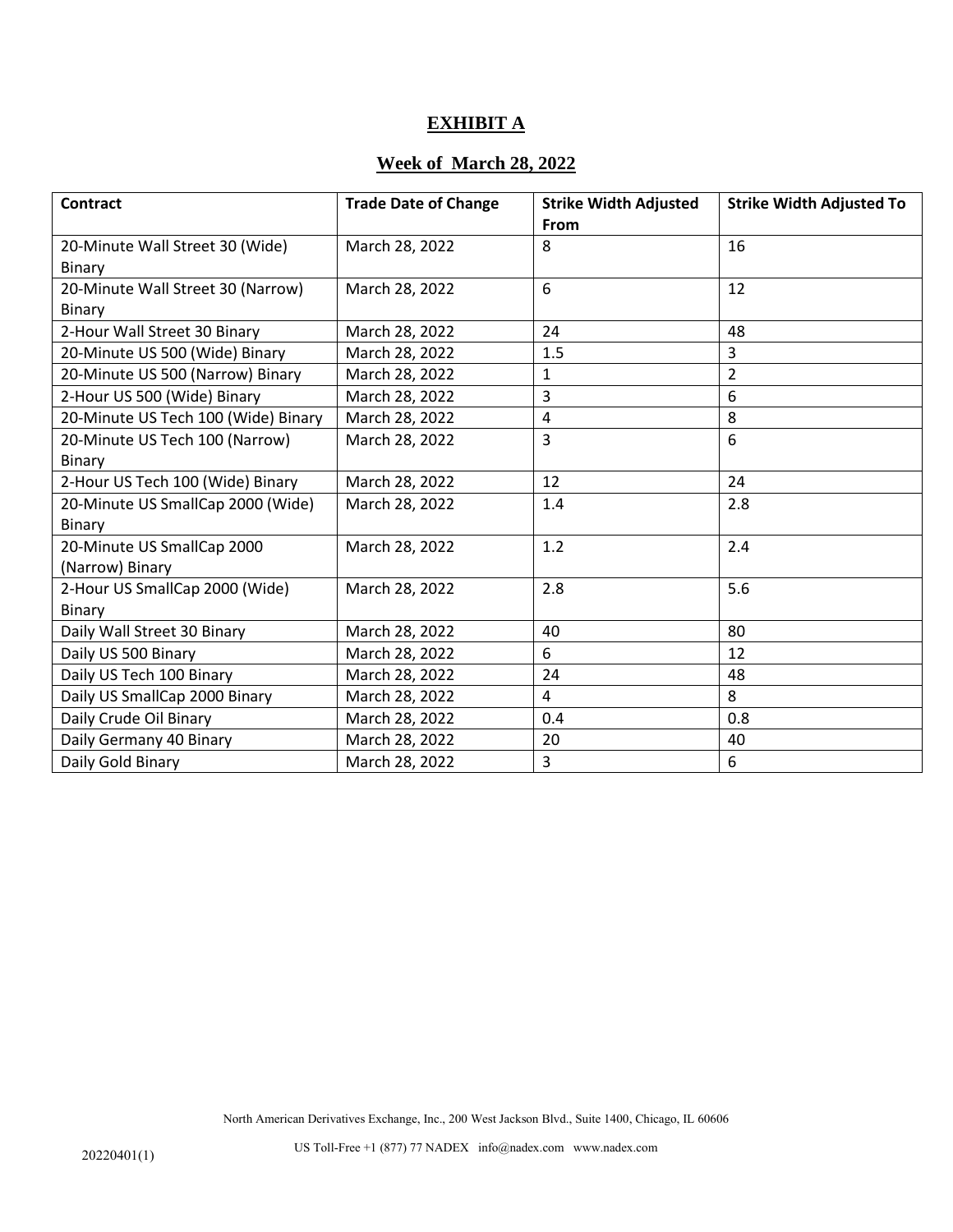# EXHIBIT A

## Week of March 28, 2022

| Contract | Trade Date of Change | Strike Width Adjusted From | Strike Width Adjusted To |
|---|---|---|---|
| 20-Minute Wall Street 30 (Wide) Binary | March 28, 2022 | 8 | 16 |
| 20-Minute Wall Street 30 (Narrow) Binary | March 28, 2022 | 6 | 12 |
| 2-Hour Wall Street 30 Binary | March 28, 2022 | 24 | 48 |
| 20-Minute US 500 (Wide) Binary | March 28, 2022 | 1.5 | 3 |
| 20-Minute US 500 (Narrow) Binary | March 28, 2022 | 1 | 2 |
| 2-Hour US 500 (Wide) Binary | March 28, 2022 | 3 | 6 |
| 20-Minute US Tech 100 (Wide) Binary | March 28, 2022 | 4 | 8 |
| 20-Minute US Tech 100 (Narrow) Binary | March 28, 2022 | 3 | 6 |
| 2-Hour US Tech 100 (Wide) Binary | March 28, 2022 | 12 | 24 |
| 20-Minute US SmallCap 2000 (Wide) Binary | March 28, 2022 | 1.4 | 2.8 |
| 20-Minute US SmallCap 2000 (Narrow) Binary | March 28, 2022 | 1.2 | 2.4 |
| 2-Hour US SmallCap 2000 (Wide) Binary | March 28, 2022 | 2.8 | 5.6 |
| Daily Wall Street 30 Binary | March 28, 2022 | 40 | 80 |
| Daily US 500 Binary | March 28, 2022 | 6 | 12 |
| Daily US Tech 100 Binary | March 28, 2022 | 24 | 48 |
| Daily US SmallCap 2000 Binary | March 28, 2022 | 4 | 8 |
| Daily Crude Oil Binary | March 28, 2022 | 0.4 | 0.8 |
| Daily Germany 40 Binary | March 28, 2022 | 20 | 40 |
| Daily Gold Binary | March 28, 2022 | 3 | 6 |